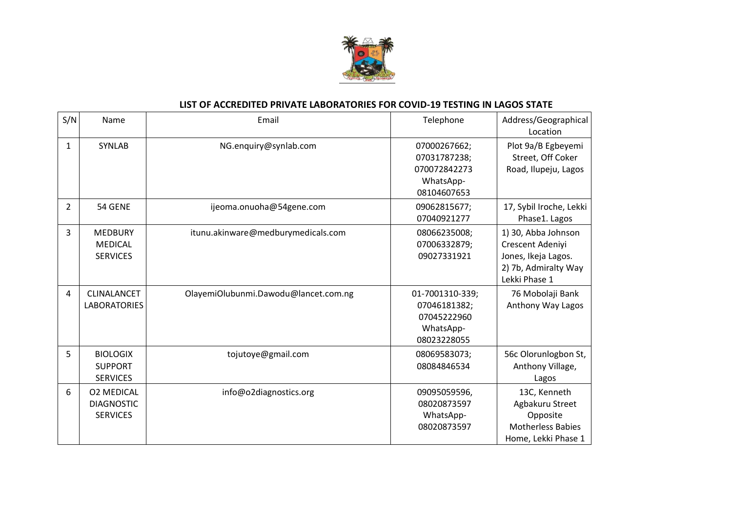## LIST OF ACCREDITED PRIVATE LABORATORIES FOR COVID-19 TESTING IN LAGOS STATE

| S/N | Name | Email | Telephone | Address/Geographical Location |
|---|---|---|---|---|
| 1 | SYNLAB | NG.enquiry@synlab.com | 07000267662; 07031787238; 070072842273 WhatsApp- 08104607653 | Plot 9a/B Egbeyemi Street, Off Coker Road, Ilupeju, Lagos |
| 2 | 54 GENE | ijeoma.onuoha@54gene.com | 09062815677; 07040921277 | 17, Sybil Iroche, Lekki Phase1. Lagos |
| 3 | MEDBURY MEDICAL SERVICES | itunu.akinware@medburymedicals.com | 08066235008; 07006332879; 09027331921 | 1) 30, Abba Johnson Crescent Adeniyi Jones, Ikeja Lagos. 2) 7b, Admiralty Way Lekki Phase 1 |
| 4 | CLINALANCET LABORATORIES | OlayemiOlubunmi.Dawodu@lancet.com.ng | 01-7001310-339; 07046181382; 07045222960 WhatsApp- 08023228055 | 76 Mobolaji Bank Anthony Way Lagos |
| 5 | BIOLOGIX SUPPORT SERVICES | tojutoye@gmail.com | 08069583073; 08084846534 | 56c Olorunlogbon St, Anthony Village, Lagos |
| 6 | O2 MEDICAL DIAGNOSTIC SERVICES | info@o2diagnostics.org | 09095059596, 08020873597 WhatsApp- 08020873597 | 13C, Kenneth Agbakuru Street Opposite Motherless Babies Home, Lekki Phase 1 |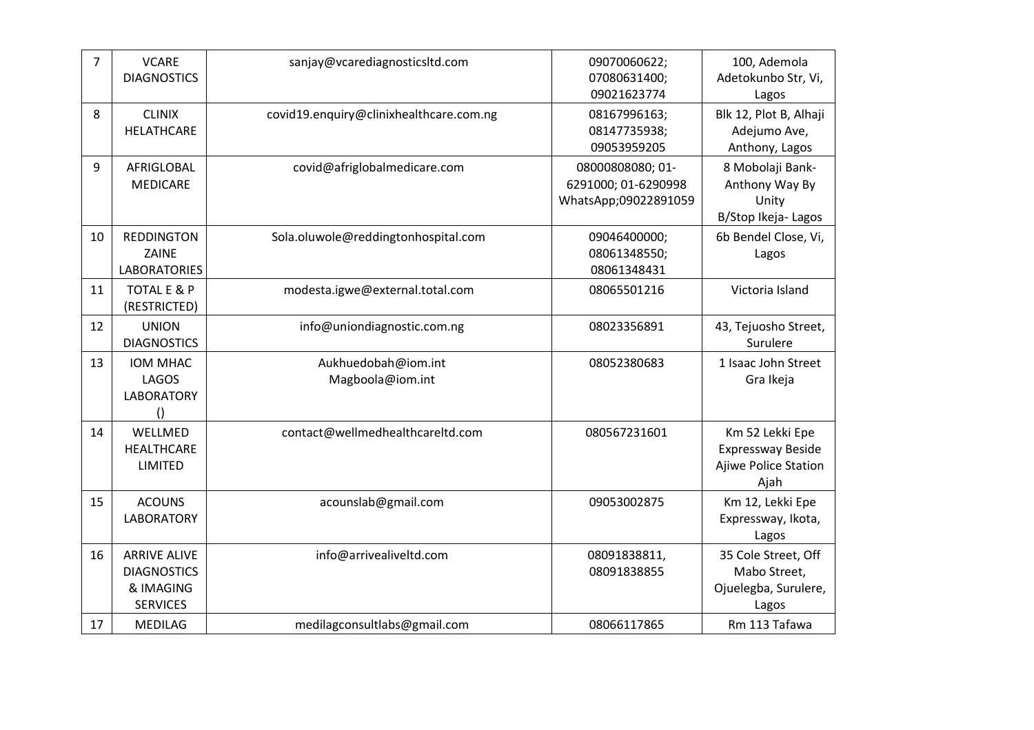| 7 | VCARE DIAGNOSTICS | sanjay@vcarediagnosticsltd.com | 09070060622; 07080631400; 09021623774 | 100, Ademola Adetokunbo Str, Vi, Lagos |
|---|---|---|---|---|
| 8 | CLINIX HELATHCARE | covid19.enquiry@clinixhealthcare.com.ng | 08167996163; 08147735938; 09053959205 | Blk 12, Plot B, Alhaji Adejumo Ave, Anthony, Lagos |
| 9 | AFRIGLOBAL MEDICARE | covid@afriglobalmedicare.com | 08000808080; 01-6291000; 01-6290998 WhatsApp;09022891059 | 8 Mobolaji Bank-Anthony Way By Unity B/Stop Ikeja- Lagos |
| 10 | REDDINGTON ZAINE LABORATORIES | Sola.oluwole@reddingtonhospital.com | 09046400000; 08061348550; 08061348431 | 6b Bendel Close, Vi, Lagos |
| 11 | TOTAL E & P (RESTRICTED) | modesta.igwe@external.total.com | 08065501216 | Victoria Island |
| 12 | UNION DIAGNOSTICS | info@uniondiagnostic.com.ng | 08023356891 | 43, Tejuosho Street, Surulere |
| 13 | IOM MHAC LAGOS LABORATORY () | Aukhuedobah@iom.int Magboola@iom.int | 08052380683 | 1 Isaac John Street Gra Ikeja |
| 14 | WELLMED HEALTHCARE LIMITED | contact@wellmedhealthcareltd.com | 080567231601 | Km 52 Lekki Epe Expressway Beside Ajiwe Police Station Ajah |
| 15 | ACOUNS LABORATORY | acounslab@gmail.com | 09053002875 | Km 12, Lekki Epe Expressway, Ikota, Lagos |
| 16 | ARRIVE ALIVE DIAGNOSTICS & IMAGING SERVICES | info@arrivealiveltd.com | 08091838811, 08091838855 | 35 Cole Street, Off Mabo Street, Ojuelegba, Surulere, Lagos |
| 17 | MEDILAG | medilagconsultlabs@gmail.com | 08066117865 | Rm 113 Tafawa |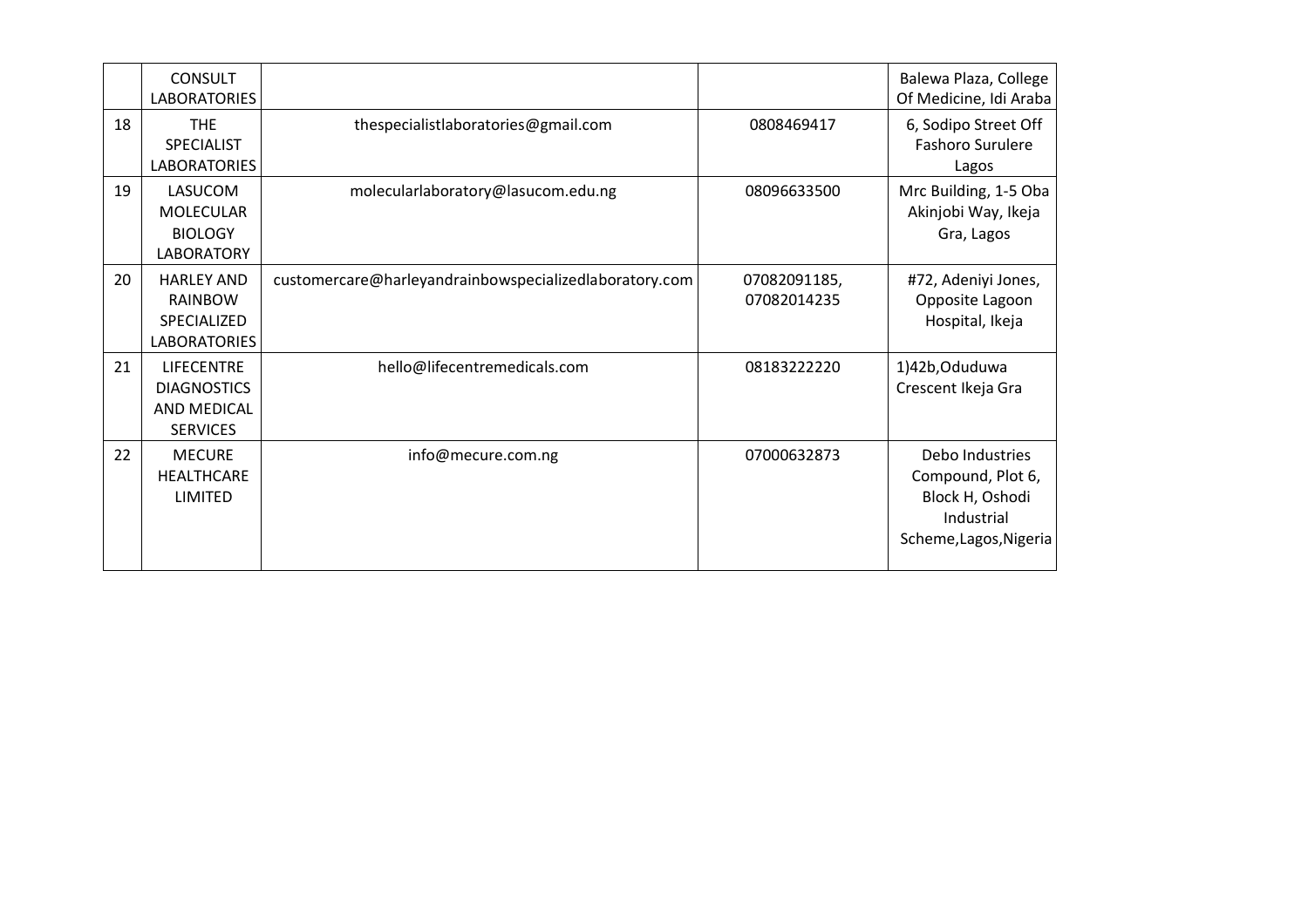| | | | | |
|---|---|---|---|---|
| | CONSULT LABORATORIES | | | Balewa Plaza, College Of Medicine, Idi Araba |
| 18 | THE SPECIALIST LABORATORIES | thespecialistlaboratories@gmail.com | 0808469417 | 6, Sodipo Street Off Fashoro Surulere Lagos |
| 19 | LASUCOM MOLECULAR BIOLOGY LABORATORY | molecularlaboratory@lasucom.edu.ng | 08096633500 | Mrc Building, 1-5 Oba Akinjobi Way, Ikeja Gra, Lagos |
| 20 | HARLEY AND RAINBOW SPECIALIZED LABORATORIES | customercare@harleyandrainbowspecializedlaboratory.com | 07082091185, 07082014235 | #72, Adeniyi Jones, Opposite Lagoon Hospital, Ikeja |
| 21 | LIFECENTRE DIAGNOSTICS AND MEDICAL SERVICES | hello@lifecentremedicals.com | 08183222220 | 1)42b,Oduduwa Crescent Ikeja Gra |
| 22 | MECURE HEALTHCARE LIMITED | info@mecure.com.ng | 07000632873 | Debo Industries Compound, Plot 6, Block H, Oshodi Industrial Scheme,Lagos,Nigeria |